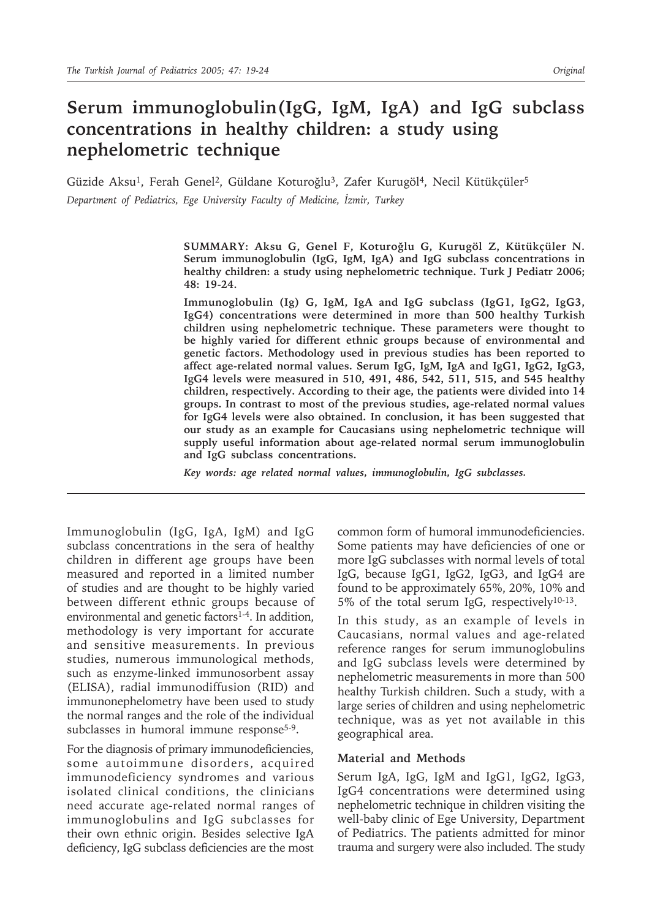# Serum immunoglobulin(IgG, IgM, IgA) and IgG subclass concentrations in healthy children: a study using nephelometric technique

Güzide Aksu[1], Ferah Genel[2], Güldane Koturoğlu[3], Zafer Kurugöl[4], Necil Kütükçüler[5]

*Department of Pediatrics, Ege University Faculty of Medicine, İzmir, Turkey*

**SUMMARY: Aksu G, Genel F, Koturoğlu G, Kurugöl Z, Kütükçüler N. Serum immunoglobulin (IgG, IgM, IgA) and IgG subclass concentrations in healthy children: a study using nephelometric technique. Turk J Pediatr 2006; 48: 19-24.**

**Immunoglobulin (Ig) G, IgM, IgA and IgG subclass (IgG1, IgG2, IgG3, IgG4) concentrations were determined in more than 500 healthy Turkish children using nephelometric technique. These parameters were thought to be highly varied for different ethnic groups because of environmental and genetic factors. Methodology used in previous studies has been reported to affect age-related normal values. Serum IgG, IgM, IgA and IgG1, IgG2, IgG3, IgG4 levels were measured in 510, 491, 486, 542, 511, 515, and 545 healthy children, respectively. According to their age, the patients were divided into 14 groups. In contrast to most of the previous studies, age-related normal values for IgG4 levels were also obtained. In conclusion, it has been suggested that our study as an example for Caucasians using nephelometric technique will supply useful information about age-related normal serum immunoglobulin and IgG subclass concentrations.**

***Key words: age related normal values, immunoglobulin, IgG subclasses.***

---

Immunoglobulin (IgG, IgA, IgM) and IgG subclass concentrations in the sera of healthy children in different age groups have been measured and reported in a limited number of studies and are thought to be highly varied between different ethnic groups because of environmental and genetic factors[1-4]. In addition, methodology is very important for accurate and sensitive measurements. In previous studies, numerous immunological methods, such as enzyme-linked immunosorbent assay (ELISA), radial immunodiffusion (RID) and immunonephelometry have been used to study the normal ranges and the role of the individual subclasses in humoral immune response[5-9].

For the diagnosis of primary immunodeficiencies, some autoimmune disorders, acquired immunodeficiency syndromes and various isolated clinical conditions, the clinicians need accurate age-related normal ranges of immunoglobulins and IgG subclasses for their own ethnic origin. Besides selective IgA deficiency, IgG subclass deficiencies are the most common form of humoral immunodeficiencies. Some patients may have deficiencies of one or more IgG subclasses with normal levels of total IgG, because IgG1, IgG2, IgG3, and IgG4 are found to be approximately 65%, 20%, 10% and 5% of the total serum IgG, respectively[10-13].

In this study, as an example of levels in Caucasians, normal values and age-related reference ranges for serum immunoglobulins and IgG subclass levels were determined by nephelometric measurements in more than 500 healthy Turkish children. Such a study, with a large series of children and using nephelometric technique, was as yet not available in this geographical area.

## Material and Methods

Serum IgA, IgG, IgM and IgG1, IgG2, IgG3, IgG4 concentrations were determined using nephelometric technique in children visiting the well-baby clinic of Ege University, Department of Pediatrics. The patients admitted for minor trauma and surgery were also included. The study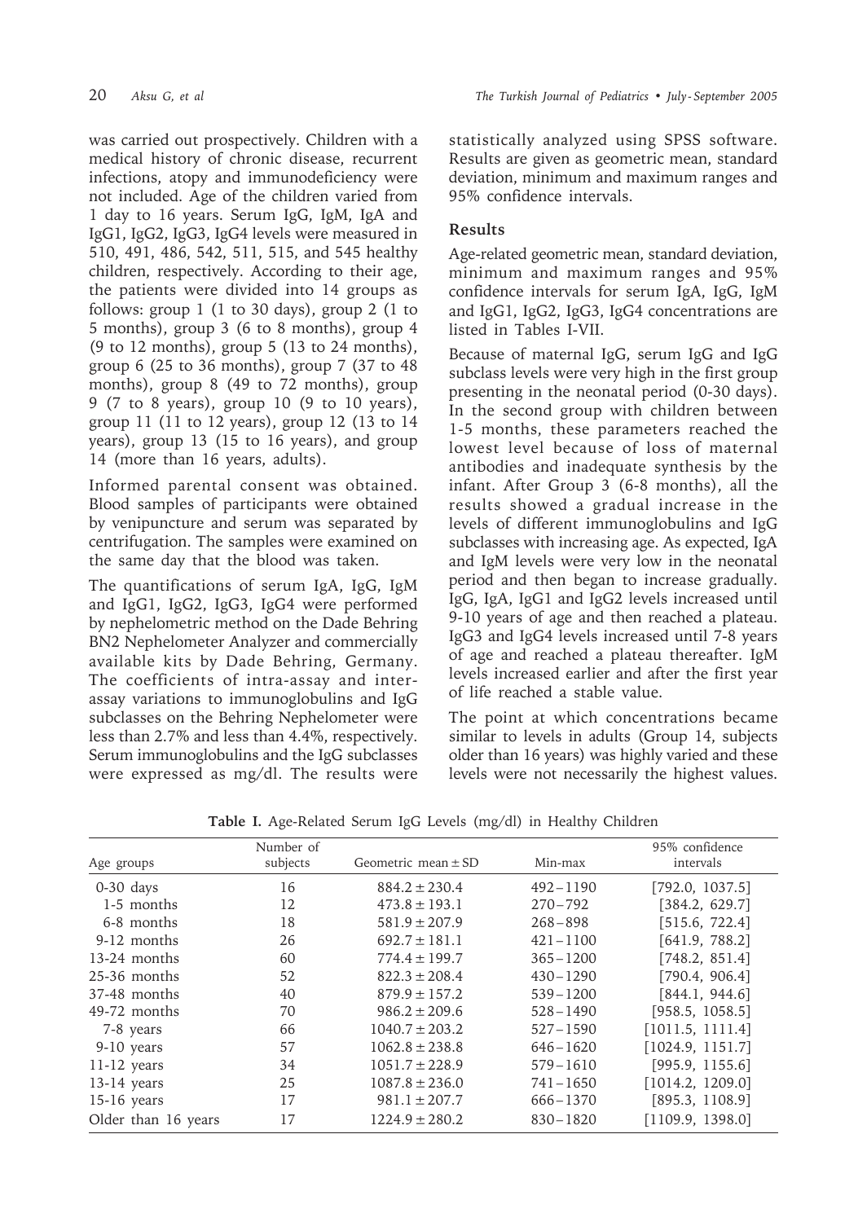was carried out prospectively. Children with a medical history of chronic disease, recurrent infections, atopy and immunodeficiency were not included. Age of the children varied from 1 day to 16 years. Serum IgG, IgM, IgA and IgG1, IgG2, IgG3, IgG4 levels were measured in 510, 491, 486, 542, 511, 515, and 545 healthy children, respectively. According to their age, the patients were divided into 14 groups as follows: group 1 (1 to 30 days), group 2 (1 to 5 months), group 3 (6 to 8 months), group 4 (9 to 12 months), group 5 (13 to 24 months), group 6 (25 to 36 months), group 7 (37 to 48 months), group 8 (49 to 72 months), group 9 (7 to 8 years), group 10 (9 to 10 years), group 11 (11 to 12 years), group 12 (13 to 14 years), group 13 (15 to 16 years), and group 14 (more than 16 years, adults).

Informed parental consent was obtained. Blood samples of participants were obtained by venipuncture and serum was separated by centrifugation. The samples were examined on the same day that the blood was taken.

The quantifications of serum IgA, IgG, IgM and IgG1, IgG2, IgG3, IgG4 were performed by nephelometric method on the Dade Behring BN2 Nephelometer Analyzer and commercially available kits by Dade Behring, Germany. The coefficients of intra-assay and inter-assay variations to immunoglobulins and IgG subclasses on the Behring Nephelometer were less than 2.7% and less than 4.4%, respectively. Serum immunoglobulins and the IgG subclasses were expressed as mg/dl. The results were statistically analyzed using SPSS software. Results are given as geometric mean, standard deviation, minimum and maximum ranges and 95% confidence intervals.

## Results

Age-related geometric mean, standard deviation, minimum and maximum ranges and 95% confidence intervals for serum IgA, IgG, IgM and IgG1, IgG2, IgG3, IgG4 concentrations are listed in Tables I-VII.

Because of maternal IgG, serum IgG and IgG subclass levels were very high in the first group presenting in the neonatal period (0-30 days). In the second group with children between 1-5 months, these parameters reached the lowest level because of loss of maternal antibodies and inadequate synthesis by the infant. After Group 3 (6-8 months), all the results showed a gradual increase in the levels of different immunoglobulins and IgG subclasses with increasing age. As expected, IgA and IgM levels were very low in the neonatal period and then began to increase gradually. IgG, IgA, IgG1 and IgG2 levels increased until 9-10 years of age and then reached a plateau. IgG3 and IgG4 levels increased until 7-8 years of age and reached a plateau thereafter. IgM levels increased earlier and after the first year of life reached a stable value.

The point at which concentrations became similar to levels in adults (Group 14, subjects older than 16 years) was highly varied and these levels were not necessarily the highest values.

**Table I.** Age-Related Serum IgG Levels (mg/dl) in Healthy Children

| Age groups | Number of subjects | Geometric mean ± SD | Min-max | 95% confidence intervals |
|---|---|---|---|---|
| 0-30 days | 16 | 884.2 ± 230.4 | 492 – 1190 | [792.0, 1037.5] |
| 1-5 months | 12 | 473.8 ± 193.1 | 270 – 792 | [384.2, 629.7] |
| 6-8 months | 18 | 581.9 ± 207.9 | 268 – 898 | [515.6, 722.4] |
| 9-12 months | 26 | 692.7 ± 181.1 | 421 – 1100 | [641.9, 788.2] |
| 13-24 months | 60 | 774.4 ± 199.7 | 365 – 1200 | [748.2, 851.4] |
| 25-36 months | 52 | 822.3 ± 208.4 | 430 – 1290 | [790.4, 906.4] |
| 37-48 months | 40 | 879.9 ± 157.2 | 539 – 1200 | [844.1, 944.6] |
| 49-72 months | 70 | 986.2 ± 209.6 | 528 – 1490 | [958.5, 1058.5] |
| 7-8 years | 66 | 1040.7 ± 203.2 | 527 – 1590 | [1011.5, 1111.4] |
| 9-10 years | 57 | 1062.8 ± 238.8 | 646 – 1620 | [1024.9, 1151.7] |
| 11-12 years | 34 | 1051.7 ± 228.9 | 579 – 1610 | [995.9, 1155.6] |
| 13-14 years | 25 | 1087.8 ± 236.0 | 741 – 1650 | [1014.2, 1209.0] |
| 15-16 years | 17 | 981.1 ± 207.7 | 666 – 1370 | [895.3, 1108.9] |
| Older than 16 years | 17 | 1224.9 ± 280.2 | 830 – 1820 | [1109.9, 1398.0] |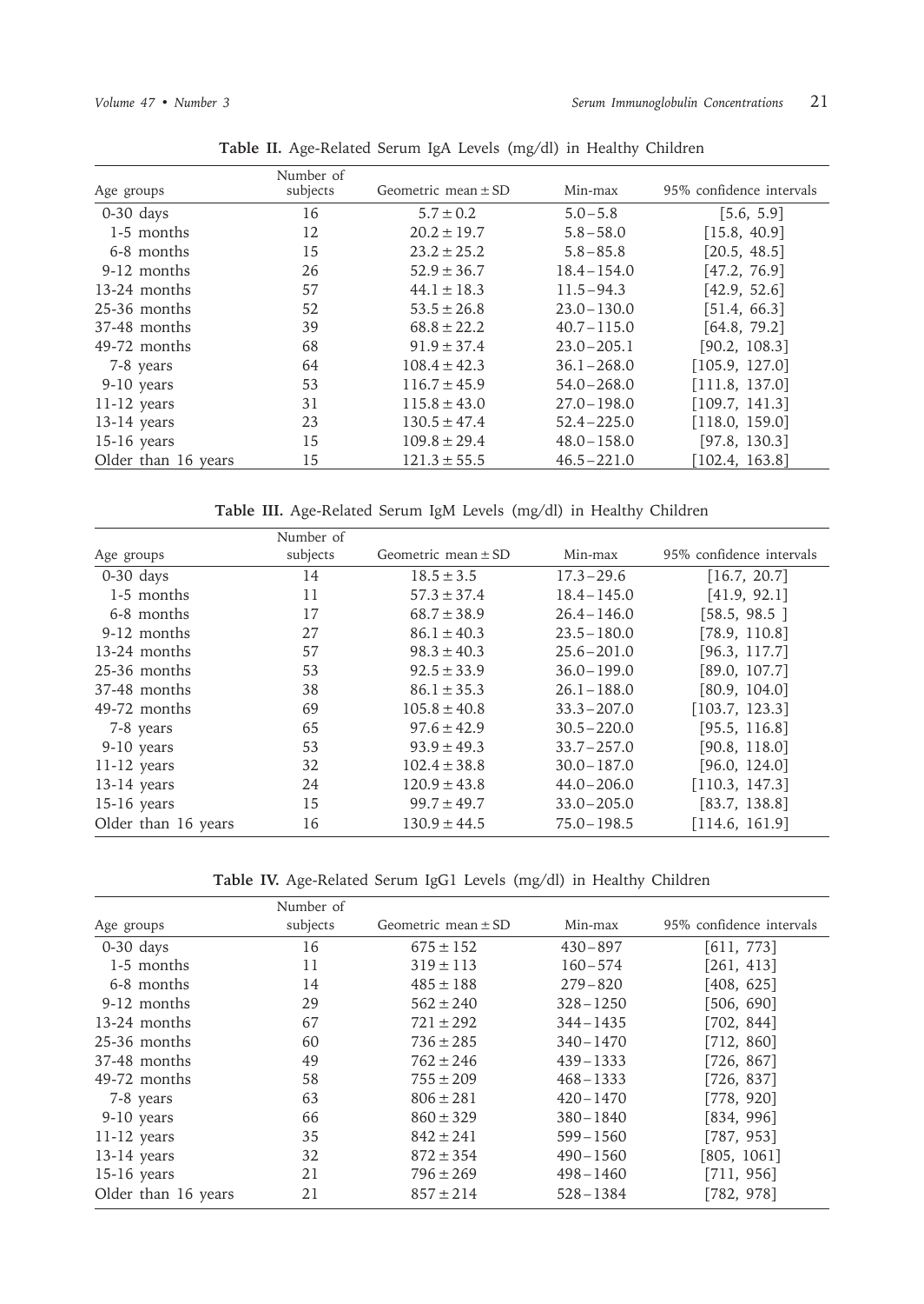**Table II.** Age-Related Serum IgA Levels (mg/dl) in Healthy Children

| Age groups | Number of subjects | Geometric mean ± SD | Min-max | 95% confidence intervals |
|---|---|---|---|---|
| 0-30 days | 16 | 5.7 ± 0.2 | 5.0 – 5.8 | [5.6, 5.9] |
| 1-5 months | 12 | 20.2 ± 19.7 | 5.8 – 58.0 | [15.8, 40.9] |
| 6-8 months | 15 | 23.2 ± 25.2 | 5.8 – 85.8 | [20.5, 48.5] |
| 9-12 months | 26 | 52.9 ± 36.7 | 18.4 – 154.0 | [47.2, 76.9] |
| 13-24 months | 57 | 44.1 ± 18.3 | 11.5 – 94.3 | [42.9, 52.6] |
| 25-36 months | 52 | 53.5 ± 26.8 | 23.0 – 130.0 | [51.4, 66.3] |
| 37-48 months | 39 | 68.8 ± 22.2 | 40.7 – 115.0 | [64.8, 79.2] |
| 49-72 months | 68 | 91.9 ± 37.4 | 23.0 – 205.1 | [90.2, 108.3] |
| 7-8 years | 64 | 108.4 ± 42.3 | 36.1 – 268.0 | [105.9, 127.0] |
| 9-10 years | 53 | 116.7 ± 45.9 | 54.0 – 268.0 | [111.8, 137.0] |
| 11-12 years | 31 | 115.8 ± 43.0 | 27.0 – 198.0 | [109.7, 141.3] |
| 13-14 years | 23 | 130.5 ± 47.4 | 52.4 – 225.0 | [118.0, 159.0] |
| 15-16 years | 15 | 109.8 ± 29.4 | 48.0 – 158.0 | [97.8, 130.3] |
| Older than 16 years | 15 | 121.3 ± 55.5 | 46.5 – 221.0 | [102.4, 163.8] |

**Table III.** Age-Related Serum IgM Levels (mg/dl) in Healthy Children

| Age groups | Number of subjects | Geometric mean ± SD | Min-max | 95% confidence intervals |
|---|---|---|---|---|
| 0-30 days | 14 | 18.5 ± 3.5 | 17.3 – 29.6 | [16.7, 20.7] |
| 1-5 months | 11 | 57.3 ± 37.4 | 18.4 – 145.0 | [41.9, 92.1] |
| 6-8 months | 17 | 68.7 ± 38.9 | 26.4 – 146.0 | [58.5, 98.5 ] |
| 9-12 months | 27 | 86.1 ± 40.3 | 23.5 – 180.0 | [78.9, 110.8] |
| 13-24 months | 57 | 98.3 ± 40.3 | 25.6 – 201.0 | [96.3, 117.7] |
| 25-36 months | 53 | 92.5 ± 33.9 | 36.0 – 199.0 | [89.0, 107.7] |
| 37-48 months | 38 | 86.1 ± 35.3 | 26.1 – 188.0 | [80.9, 104.0] |
| 49-72 months | 69 | 105.8 ± 40.8 | 33.3 – 207.0 | [103.7, 123.3] |
| 7-8 years | 65 | 97.6 ± 42.9 | 30.5 – 220.0 | [95.5, 116.8] |
| 9-10 years | 53 | 93.9 ± 49.3 | 33.7 – 257.0 | [90.8, 118.0] |
| 11-12 years | 32 | 102.4 ± 38.8 | 30.0 – 187.0 | [96.0, 124.0] |
| 13-14 years | 24 | 120.9 ± 43.8 | 44.0 – 206.0 | [110.3, 147.3] |
| 15-16 years | 15 | 99.7 ± 49.7 | 33.0 – 205.0 | [83.7, 138.8] |
| Older than 16 years | 16 | 130.9 ± 44.5 | 75.0 – 198.5 | [114.6, 161.9] |

**Table IV.** Age-Related Serum IgG1 Levels (mg/dl) in Healthy Children

| Age groups | Number of subjects | Geometric mean ± SD | Min-max | 95% confidence intervals |
|---|---|---|---|---|
| 0-30 days | 16 | 675 ± 152 | 430 – 897 | [611, 773] |
| 1-5 months | 11 | 319 ± 113 | 160 – 574 | [261, 413] |
| 6-8 months | 14 | 485 ± 188 | 279 – 820 | [408, 625] |
| 9-12 months | 29 | 562 ± 240 | 328 – 1250 | [506, 690] |
| 13-24 months | 67 | 721 ± 292 | 344 – 1435 | [702, 844] |
| 25-36 months | 60 | 736 ± 285 | 340 – 1470 | [712, 860] |
| 37-48 months | 49 | 762 ± 246 | 439 – 1333 | [726, 867] |
| 49-72 months | 58 | 755 ± 209 | 468 – 1333 | [726, 837] |
| 7-8 years | 63 | 806 ± 281 | 420 – 1470 | [778, 920] |
| 9-10 years | 66 | 860 ± 329 | 380 – 1840 | [834, 996] |
| 11-12 years | 35 | 842 ± 241 | 599 – 1560 | [787, 953] |
| 13-14 years | 32 | 872 ± 354 | 490 – 1560 | [805, 1061] |
| 15-16 years | 21 | 796 ± 269 | 498 – 1460 | [711, 956] |
| Older than 16 years | 21 | 857 ± 214 | 528 – 1384 | [782, 978] |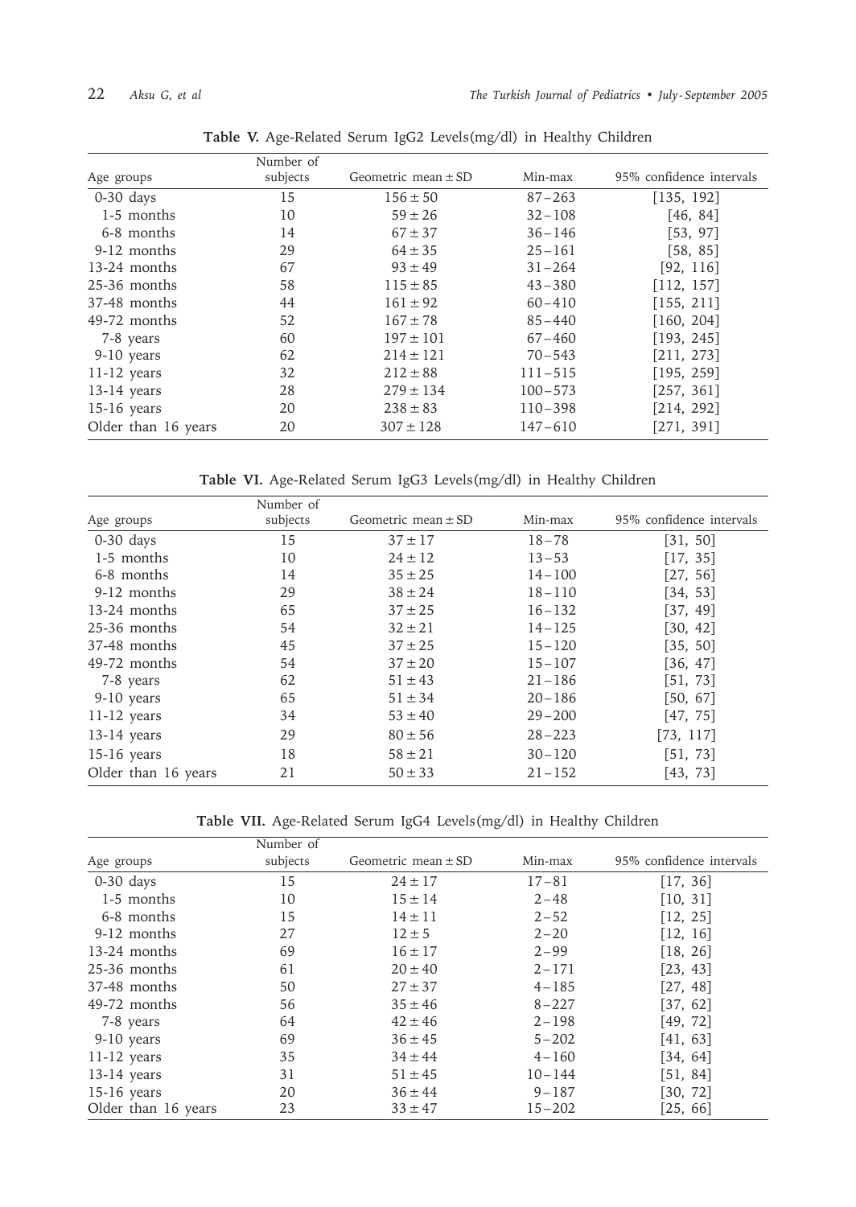**Table V.** Age-Related Serum IgG2 Levels(mg/dl) in Healthy Children

| Age groups | Number of subjects | Geometric mean ± SD | Min-max | 95% confidence intervals |
|---|---|---|---|---|
| 0-30 days | 15 | 156 ± 50 | 87–263 | [135, 192] |
| 1-5 months | 10 | 59 ± 26 | 32–108 | [46, 84] |
| 6-8 months | 14 | 67 ± 37 | 36–146 | [53, 97] |
| 9-12 months | 29 | 64 ± 35 | 25–161 | [58, 85] |
| 13-24 months | 67 | 93 ± 49 | 31–264 | [92, 116] |
| 25-36 months | 58 | 115 ± 85 | 43–380 | [112, 157] |
| 37-48 months | 44 | 161 ± 92 | 60–410 | [155, 211] |
| 49-72 months | 52 | 167 ± 78 | 85–440 | [160, 204] |
| 7-8 years | 60 | 197 ± 101 | 67–460 | [193, 245] |
| 9-10 years | 62 | 214 ± 121 | 70–543 | [211, 273] |
| 11-12 years | 32 | 212 ± 88 | 111–515 | [195, 259] |
| 13-14 years | 28 | 279 ± 134 | 100–573 | [257, 361] |
| 15-16 years | 20 | 238 ± 83 | 110–398 | [214, 292] |
| Older than 16 years | 20 | 307 ± 128 | 147–610 | [271, 391] |

**Table VI.** Age-Related Serum IgG3 Levels(mg/dl) in Healthy Children

| Age groups | Number of subjects | Geometric mean ± SD | Min-max | 95% confidence intervals |
|---|---|---|---|---|
| 0-30 days | 15 | 37 ± 17 | 18–78 | [31, 50] |
| 1-5 months | 10 | 24 ± 12 | 13–53 | [17, 35] |
| 6-8 months | 14 | 35 ± 25 | 14–100 | [27, 56] |
| 9-12 months | 29 | 38 ± 24 | 18–110 | [34, 53] |
| 13-24 months | 65 | 37 ± 25 | 16–132 | [37, 49] |
| 25-36 months | 54 | 32 ± 21 | 14–125 | [30, 42] |
| 37-48 months | 45 | 37 ± 25 | 15–120 | [35, 50] |
| 49-72 months | 54 | 37 ± 20 | 15–107 | [36, 47] |
| 7-8 years | 62 | 51 ± 43 | 21–186 | [51, 73] |
| 9-10 years | 65 | 51 ± 34 | 20–186 | [50, 67] |
| 11-12 years | 34 | 53 ± 40 | 29–200 | [47, 75] |
| 13-14 years | 29 | 80 ± 56 | 28–223 | [73, 117] |
| 15-16 years | 18 | 58 ± 21 | 30–120 | [51, 73] |
| Older than 16 years | 21 | 50 ± 33 | 21–152 | [43, 73] |

**Table VII.** Age-Related Serum IgG4 Levels(mg/dl) in Healthy Children

| Age groups | Number of subjects | Geometric mean ± SD | Min-max | 95% confidence intervals |
|---|---|---|---|---|
| 0-30 days | 15 | 24 ± 17 | 17–81 | [17, 36] |
| 1-5 months | 10 | 15 ± 14 | 2–48 | [10, 31] |
| 6-8 months | 15 | 14 ± 11 | 2–52 | [12, 25] |
| 9-12 months | 27 | 12 ± 5 | 2–20 | [12, 16] |
| 13-24 months | 69 | 16 ± 17 | 2–99 | [18, 26] |
| 25-36 months | 61 | 20 ± 40 | 2–171 | [23, 43] |
| 37-48 months | 50 | 27 ± 37 | 4–185 | [27, 48] |
| 49-72 months | 56 | 35 ± 46 | 8–227 | [37, 62] |
| 7-8 years | 64 | 42 ± 46 | 2–198 | [49, 72] |
| 9-10 years | 69 | 36 ± 45 | 5–202 | [41, 63] |
| 11-12 years | 35 | 34 ± 44 | 4–160 | [34, 64] |
| 13-14 years | 31 | 51 ± 45 | 10–144 | [51, 84] |
| 15-16 years | 20 | 36 ± 44 | 9–187 | [30, 72] |
| Older than 16 years | 23 | 33 ± 47 | 15–202 | [25, 66] |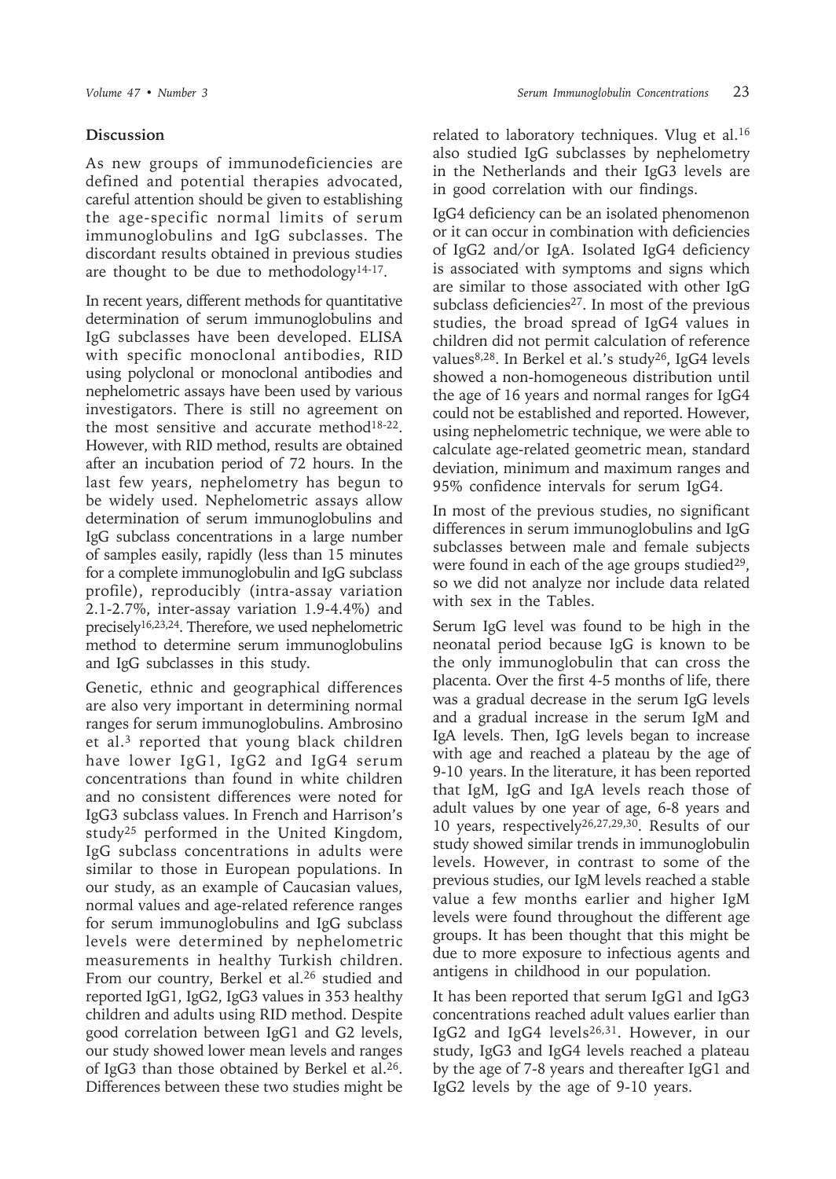## Discussion

As new groups of immunodeficiencies are defined and potential therapies advocated, careful attention should be given to establishing the age-specific normal limits of serum immunoglobulins and IgG subclasses. The discordant results obtained in previous studies are thought to be due to methodology[14-17].

In recent years, different methods for quantitative determination of serum immunoglobulins and IgG subclasses have been developed. ELISA with specific monoclonal antibodies, RID using polyclonal or monoclonal antibodies and nephelometric assays have been used by various investigators. There is still no agreement on the most sensitive and accurate method[18-22]. However, with RID method, results are obtained after an incubation period of 72 hours. In the last few years, nephelometry has begun to be widely used. Nephelometric assays allow determination of serum immunoglobulins and IgG subclass concentrations in a large number of samples easily, rapidly (less than 15 minutes for a complete immunoglobulin and IgG subclass profile), reproducibly (intra-assay variation 2.1-2.7%, inter-assay variation 1.9-4.4%) and precisely[16,23,24]. Therefore, we used nephelometric method to determine serum immunoglobulins and IgG subclasses in this study.

Genetic, ethnic and geographical differences are also very important in determining normal ranges for serum immunoglobulins. Ambrosino et al.[3] reported that young black children have lower IgG1, IgG2 and IgG4 serum concentrations than found in white children and no consistent differences were noted for IgG3 subclass values. In French and Harrison's study[25] performed in the United Kingdom, IgG subclass concentrations in adults were similar to those in European populations. In our study, as an example of Caucasian values, normal values and age-related reference ranges for serum immunoglobulins and IgG subclass levels were determined by nephelometric measurements in healthy Turkish children. From our country, Berkel et al.[26] studied and reported IgG1, IgG2, IgG3 values in 353 healthy children and adults using RID method. Despite good correlation between IgG1 and G2 levels, our study showed lower mean levels and ranges of IgG3 than those obtained by Berkel et al.[26]. Differences between these two studies might be related to laboratory techniques. Vlug et al.[16] also studied IgG subclasses by nephelometry in the Netherlands and their IgG3 levels are in good correlation with our findings.

IgG4 deficiency can be an isolated phenomenon or it can occur in combination with deficiencies of IgG2 and/or IgA. Isolated IgG4 deficiency is associated with symptoms and signs which are similar to those associated with other IgG subclass deficiencies[27]. In most of the previous studies, the broad spread of IgG4 values in children did not permit calculation of reference values[8,28]. In Berkel et al.'s study[26], IgG4 levels showed a non-homogeneous distribution until the age of 16 years and normal ranges for IgG4 could not be established and reported. However, using nephelometric technique, we were able to calculate age-related geometric mean, standard deviation, minimum and maximum ranges and 95% confidence intervals for serum IgG4.

In most of the previous studies, no significant differences in serum immunoglobulins and IgG subclasses between male and female subjects were found in each of the age groups studied[29], so we did not analyze nor include data related with sex in the Tables.

Serum IgG level was found to be high in the neonatal period because IgG is known to be the only immunoglobulin that can cross the placenta. Over the first 4-5 months of life, there was a gradual decrease in the serum IgG levels and a gradual increase in the serum IgM and IgA levels. Then, IgG levels began to increase with age and reached a plateau by the age of 9-10 years. In the literature, it has been reported that IgM, IgG and IgA levels reach those of adult values by one year of age, 6-8 years and 10 years, respectively[26,27,29,30]. Results of our study showed similar trends in immunoglobulin levels. However, in contrast to some of the previous studies, our IgM levels reached a stable value a few months earlier and higher IgM levels were found throughout the different age groups. It has been thought that this might be due to more exposure to infectious agents and antigens in childhood in our population.

It has been reported that serum IgG1 and IgG3 concentrations reached adult values earlier than IgG2 and IgG4 levels[26,31]. However, in our study, IgG3 and IgG4 levels reached a plateau by the age of 7-8 years and thereafter IgG1 and IgG2 levels by the age of 9-10 years.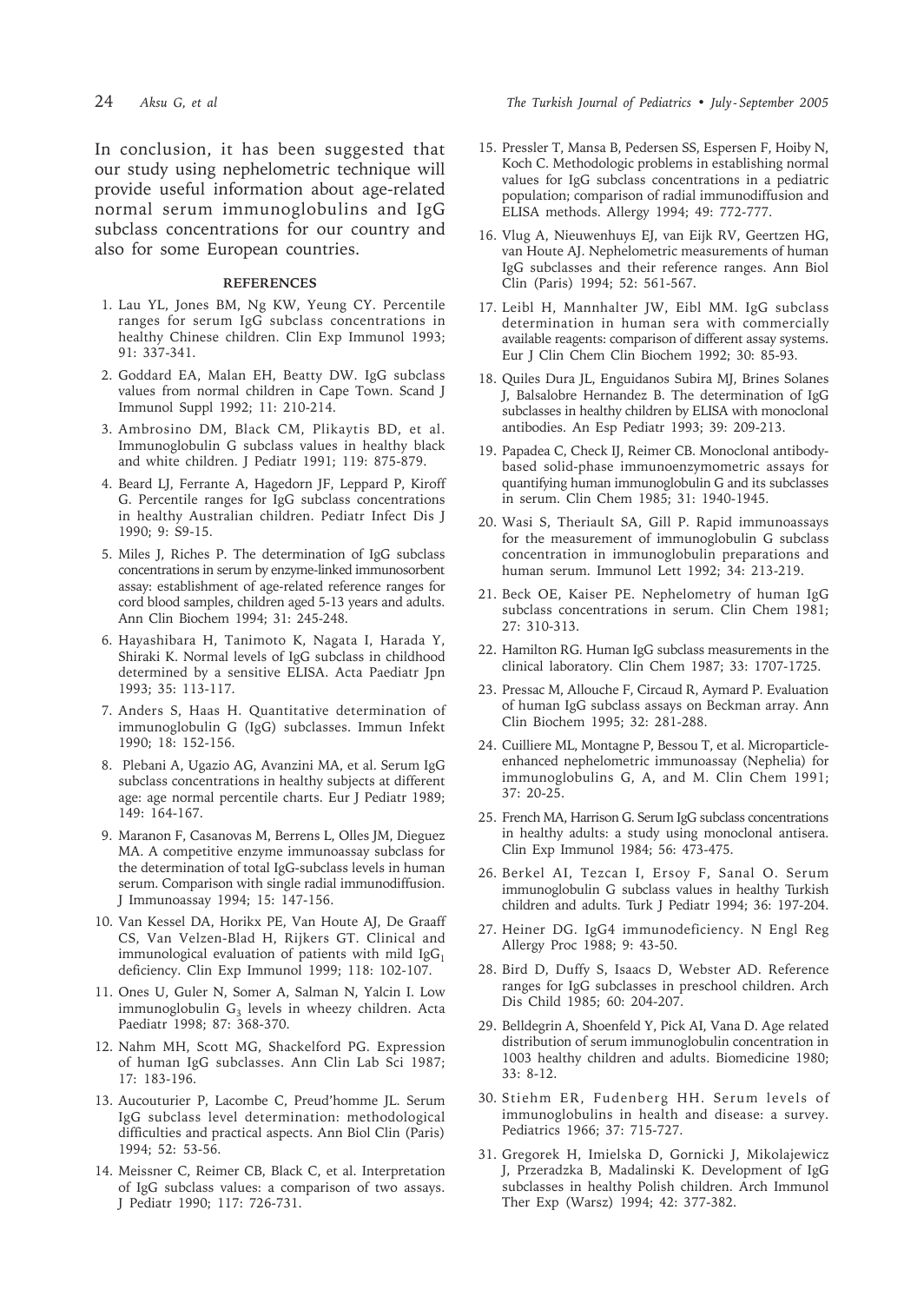In conclusion, it has been suggested that our study using nephelometric technique will provide useful information about age-related normal serum immunoglobulins and IgG subclass concentrations for our country and also for some European countries.

## REFERENCES

1. Lau YL, Jones BM, Ng KW, Yeung CY. Percentile ranges for serum IgG subclass concentrations in healthy Chinese children. Clin Exp Immunol 1993; 91: 337-341.
2. Goddard EA, Malan EH, Beatty DW. IgG subclass values from normal children in Cape Town. Scand J Immunol Suppl 1992; 11: 210-214.
3. Ambrosino DM, Black CM, Plikaytis BD, et al. Immunoglobulin G subclass values in healthy black and white children. J Pediatr 1991; 119: 875-879.
4. Beard LJ, Ferrante A, Hagedorn JF, Leppard P, Kiroff G. Percentile ranges for IgG subclass concentrations in healthy Australian children. Pediatr Infect Dis J 1990; 9: S9-15.
5. Miles J, Riches P. The determination of IgG subclass concentrations in serum by enzyme-linked immunosorbent assay: establishment of age-related reference ranges for cord blood samples, children aged 5-13 years and adults. Ann Clin Biochem 1994; 31: 245-248.
6. Hayashibara H, Tanimoto K, Nagata I, Harada Y, Shiraki K. Normal levels of IgG subclass in childhood determined by a sensitive ELISA. Acta Paediatr Jpn 1993; 35: 113-117.
7. Anders S, Haas H. Quantitative determination of immunoglobulin G (IgG) subclasses. Immun Infekt 1990; 18: 152-156.
8. Plebani A, Ugazio AG, Avanzini MA, et al. Serum IgG subclass concentrations in healthy subjects at different age: age normal percentile charts. Eur J Pediatr 1989; 149: 164-167.
9. Maranon F, Casanovas M, Berrens L, Olles JM, Dieguez MA. A competitive enzyme immunoassay subclass for the determination of total IgG-subclass levels in human serum. Comparison with single radial immunodiffusion. J Immunoassay 1994; 15: 147-156.
10. Van Kessel DA, Horikx PE, Van Houte AJ, De Graaff CS, Van Velzen-Blad H, Rijkers GT. Clinical and immunological evaluation of patients with mild $IgG_1$ deficiency. Clin Exp Immunol 1999; 118: 102-107.
11. Ones U, Guler N, Somer A, Salman N, Yalcin I. Low immunoglobulin $G_3$ levels in wheezy children. Acta Paediatr 1998; 87: 368-370.
12. Nahm MH, Scott MG, Shackelford PG. Expression of human IgG subclasses. Ann Clin Lab Sci 1987; 17: 183-196.
13. Aucouturier P, Lacombe C, Preud'homme JL. Serum IgG subclass level determination: methodological difficulties and practical aspects. Ann Biol Clin (Paris) 1994; 52: 53-56.
14. Meissner C, Reimer CB, Black C, et al. Interpretation of IgG subclass values: a comparison of two assays. J Pediatr 1990; 117: 726-731.
15. Pressler T, Mansa B, Pedersen SS, Espersen F, Hoiby N, Koch C. Methodologic problems in establishing normal values for IgG subclass concentrations in a pediatric population; comparison of radial immunodiffusion and ELISA methods. Allergy 1994; 49: 772-777.
16. Vlug A, Nieuwenhuys EJ, van Eijk RV, Geertzen HG, van Houte AJ. Nephelometric measurements of human IgG subclasses and their reference ranges. Ann Biol Clin (Paris) 1994; 52: 561-567.
17. Leibl H, Mannhalter JW, Eibl MM. IgG subclass determination in human sera with commercially available reagents: comparison of different assay systems. Eur J Clin Chem Clin Biochem 1992; 30: 85-93.
18. Quiles Dura JL, Enguidanos Subira MJ, Brines Solanes J, Balsalobre Hernandez B. The determination of IgG subclasses in healthy children by ELISA with monoclonal antibodies. An Esp Pediatr 1993; 39: 209-213.
19. Papadea C, Check IJ, Reimer CB. Monoclonal antibody-based solid-phase immunoenzymometric assays for quantifying human immunoglobulin G and its subclasses in serum. Clin Chem 1985; 31: 1940-1945.
20. Wasi S, Theriault SA, Gill P. Rapid immunoassays for the measurement of immunoglobulin G subclass concentration in immunoglobulin preparations and human serum. Immunol Lett 1992; 34: 213-219.
21. Beck OE, Kaiser PE. Nephelometry of human IgG subclass concentrations in serum. Clin Chem 1981; 27: 310-313.
22. Hamilton RG. Human IgG subclass measurements in the clinical laboratory. Clin Chem 1987; 33: 1707-1725.
23. Pressac M, Allouche F, Circaud R, Aymard P. Evaluation of human IgG subclass assays on Beckman array. Ann Clin Biochem 1995; 32: 281-288.
24. Cuilliere ML, Montagne P, Bessou T, et al. Microparticle-enhanced nephelometric immunoassay (Nephelia) for immunoglobulins G, A, and M. Clin Chem 1991; 37: 20-25.
25. French MA, Harrison G. Serum IgG subclass concentrations in healthy adults: a study using monoclonal antisera. Clin Exp Immunol 1984; 56: 473-475.
26. Berkel AI, Tezcan I, Ersoy F, Sanal O. Serum immunoglobulin G subclass values in healthy Turkish children and adults. Turk J Pediatr 1994; 36: 197-204.
27. Heiner DG. IgG4 immunodeficiency. N Engl Reg Allergy Proc 1988; 9: 43-50.
28. Bird D, Duffy S, Isaacs D, Webster AD. Reference ranges for IgG subclasses in preschool children. Arch Dis Child 1985; 60: 204-207.
29. Belldegrin A, Shoenfeld Y, Pick AI, Vana D. Age related distribution of serum immunoglobulin concentration in 1003 healthy children and adults. Biomedicine 1980; 33: 8-12.
30. Stiehm ER, Fudenberg HH. Serum levels of immunoglobulins in health and disease: a survey. Pediatrics 1966; 37: 715-727.
31. Gregorek H, Imielska D, Gornicki J, Mikolajewicz J, Przeradzka B, Madalinski K. Development of IgG subclasses in healthy Polish children. Arch Immunol Ther Exp (Warsz) 1994; 42: 377-382.